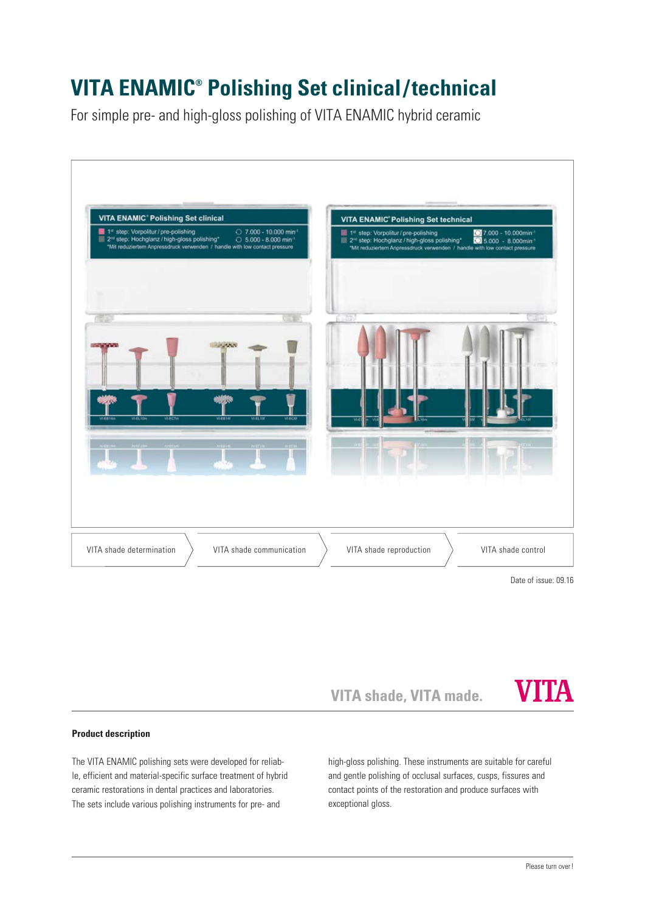# VITA ENAMIC® Polishing Set clinical/technical

For simple pre- and high-gloss polishing of VITA ENAMIC hybrid ceramic

VITA shade determination | VITA shade communication | VITA shade reproduction | VITA shade control

Date of issue: 09.16

VITA shade, VITA made.

VITA

**Product description**

The VITA ENAMIC polishing sets were developed for reliable, efficient and material-specific surface treatment of hybrid ceramic restorations in dental practices and laboratories. The sets include various polishing instruments for pre- and high-gloss polishing. These instruments are suitable for careful and gentle polishing of occlusal surfaces, cusps, fissures and contact points of the restoration and produce surfaces with exceptional gloss.

Please turn over!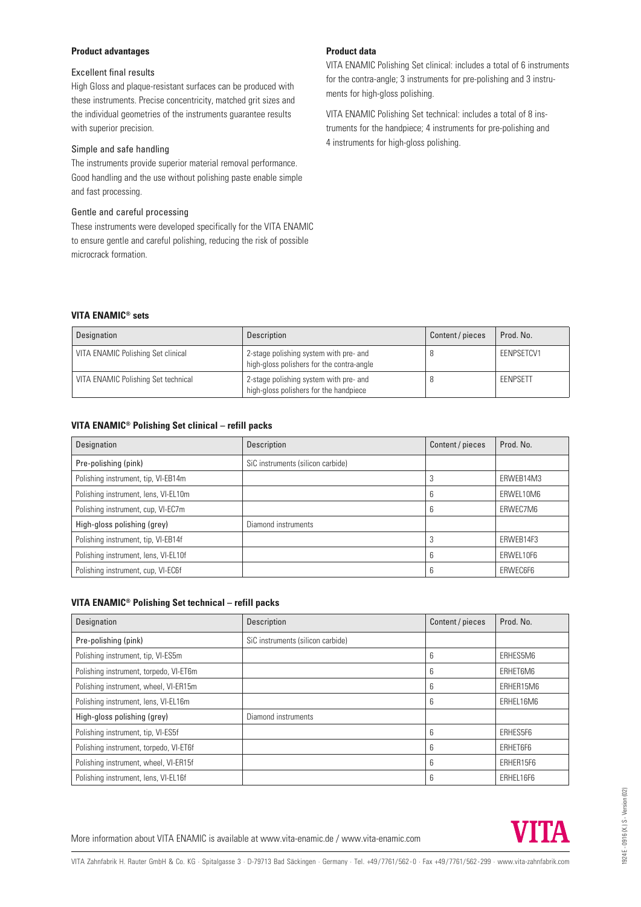**Product advantages**

Excellent final results

High Gloss and plaque-resistant surfaces can be produced with these instruments. Precise concentricity, matched grit sizes and the individual geometries of the instruments guarantee results with superior precision.

Simple and safe handling

The instruments provide superior material removal performance. Good handling and the use without polishing paste enable simple and fast processing.

Gentle and careful processing

These instruments were developed specifically for the VITA ENAMIC to ensure gentle and careful polishing, reducing the risk of possible microcrack formation.

**Product data**

VITA ENAMIC Polishing Set clinical: includes a total of 6 instruments for the contra-angle; 3 instruments for pre-polishing and 3 instruments for high-gloss polishing.

VITA ENAMIC Polishing Set technical: includes a total of 8 instruments for the handpiece; 4 instruments for pre-polishing and 4 instruments for high-gloss polishing.

**VITA ENAMIC® sets**

| Designation | Description | Content / pieces | Prod. No. |
|---|---|---|---|
| VITA ENAMIC Polishing Set clinical | 2-stage polishing system with pre- and high-gloss polishers for the contra-angle | 8 | EENPSETCV1 |
| VITA ENAMIC Polishing Set technical | 2-stage polishing system with pre- and high-gloss polishers for the handpiece | 8 | EENPSETT |

**VITA ENAMIC® Polishing Set clinical – refill packs**

| Designation | Description | Content / pieces | Prod. No. |
|---|---|---|---|
| Pre-polishing (pink) | SiC instruments (silicon carbide) | | |
| Polishing instrument, tip, VI-EB14m | | 3 | ERWEB14M3 |
| Polishing instrument, lens, VI-EL10m | | 6 | ERWEL10M6 |
| Polishing instrument, cup, VI-EC7m | | 6 | ERWEC7M6 |
| High-gloss polishing (grey) | Diamond instruments | | |
| Polishing instrument, tip, VI-EB14f | | 3 | ERWEB14F3 |
| Polishing instrument, lens, VI-EL10f | | 6 | ERWEL10F6 |
| Polishing instrument, cup, VI-EC6f | | 6 | ERWEC6F6 |

**VITA ENAMIC® Polishing Set technical – refill packs**

| Designation | Description | Content / pieces | Prod. No. |
|---|---|---|---|
| Pre-polishing (pink) | SiC instruments (silicon carbide) | | |
| Polishing instrument, tip, VI-ES5m | | 6 | ERHES5M6 |
| Polishing instrument, torpedo, VI-ET6m | | 6 | ERHET6M6 |
| Polishing instrument, wheel, VI-ER15m | | 6 | ERHER15M6 |
| Polishing instrument, lens, VI-EL16m | | 6 | ERHEL16M6 |
| High-gloss polishing (grey) | Diamond instruments | | |
| Polishing instrument, tip, VI-ES5f | | 6 | ERHES5F6 |
| Polishing instrument, torpedo, VI-ET6f | | 6 | ERHET6F6 |
| Polishing instrument, wheel, VI-ER15f | | 6 | ERHER15F6 |
| Polishing instrument, lens, VI-EL16f | | 6 | ERHEL16F6 |

More information about VITA ENAMIC is available at www.vita-enamic.de / www.vita-enamic.com

VITA

VITA Zahnfabrik H. Rauter GmbH & Co. KG · Spitalgasse 3 · D-79713 Bad Säckingen · Germany · Tel. +49/7761/562-0 · Fax +49/7761/562-299 · www.vita-zahnfabrik.com

1924E - 0916 (X.) S - Version (02)